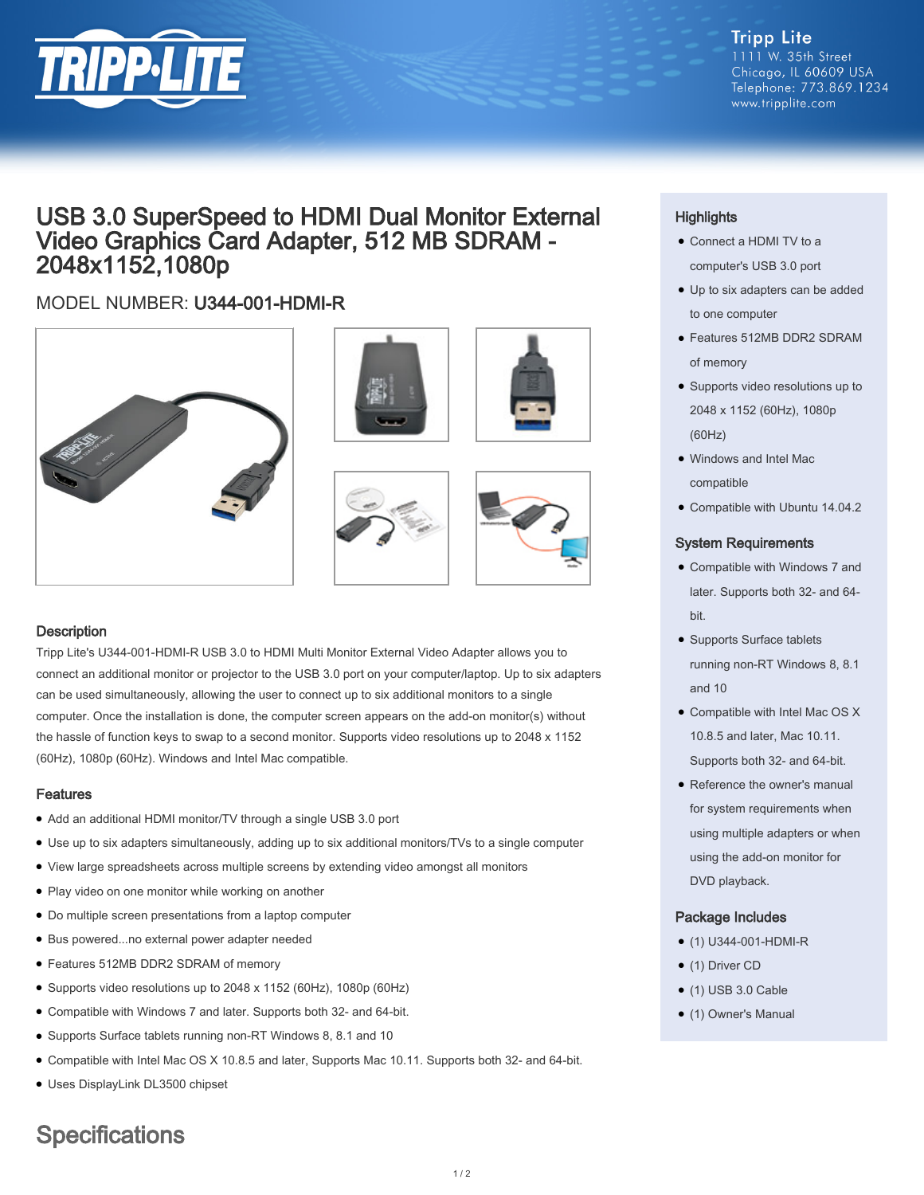Tripp Lite
1111 W. 35th Street
Chicago, IL 60609 USA
Telephone: 773.869.1234
www.tripplite.com

# USB 3.0 SuperSpeed to HDMI Dual Monitor External Video Graphics Card Adapter, 512 MB SDRAM - 2048x1152,1080p

## MODEL NUMBER: **U344-001-HDMI-R**

### Description

Tripp Lite's U344-001-HDMI-R USB 3.0 to HDMI Multi Monitor External Video Adapter allows you to connect an additional monitor or projector to the USB 3.0 port on your computer/laptop. Up to six adapters can be used simultaneously, allowing the user to connect up to six additional monitors to a single computer. Once the installation is done, the computer screen appears on the add-on monitor(s) without the hassle of function keys to swap to a second monitor. Supports video resolutions up to 2048 x 1152 (60Hz), 1080p (60Hz). Windows and Intel Mac compatible.

### Features

- Add an additional HDMI monitor/TV through a single USB 3.0 port
- Use up to six adapters simultaneously, adding up to six additional monitors/TVs to a single computer
- View large spreadsheets across multiple screens by extending video amongst all monitors
- Play video on one monitor while working on another
- Do multiple screen presentations from a laptop computer
- Bus powered...no external power adapter needed
- Features 512MB DDR2 SDRAM of memory
- Supports video resolutions up to 2048 x 1152 (60Hz), 1080p (60Hz)
- Compatible with Windows 7 and later. Supports both 32- and 64-bit.
- Supports Surface tablets running non-RT Windows 8, 8.1 and 10
- Compatible with Intel Mac OS X 10.8.5 and later, Supports Mac 10.11. Supports both 32- and 64-bit.
- Uses DisplayLink DL3500 chipset

### Highlights

- Connect a HDMI TV to a computer's USB 3.0 port
- Up to six adapters can be added to one computer
- Features 512MB DDR2 SDRAM of memory
- Supports video resolutions up to 2048 x 1152 (60Hz), 1080p (60Hz)
- Windows and Intel Mac compatible
- Compatible with Ubuntu 14.04.2

### System Requirements

- Compatible with Windows 7 and later. Supports both 32- and 64-bit.
- Supports Surface tablets running non-RT Windows 8, 8.1 and 10
- Compatible with Intel Mac OS X 10.8.5 and later, Mac 10.11. Supports both 32- and 64-bit.
- Reference the owner's manual for system requirements when using multiple adapters or when using the add-on monitor for DVD playback.

### Package Includes

- (1) U344-001-HDMI-R
- (1) Driver CD
- (1) USB 3.0 Cable
- (1) Owner's Manual

## Specifications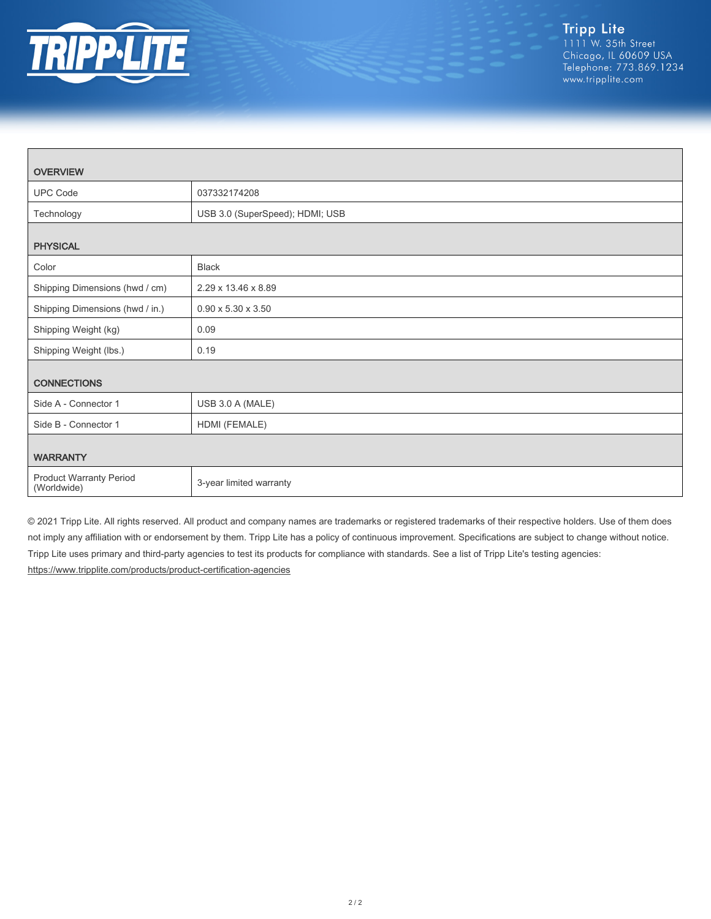Tripp Lite
1111 W. 35th Street
Chicago, IL 60609 USA
Telephone: 773.869.1234
www.tripplite.com

| | |
|---|---|
| **OVERVIEW** | |
| UPC Code | 037332174208 |
| Technology | USB 3.0 (SuperSpeed); HDMI; USB |
| **PHYSICAL** | |
| Color | Black |
| Shipping Dimensions (hwd / cm) | 2.29 x 13.46 x 8.89 |
| Shipping Dimensions (hwd / in.) | 0.90 x 5.30 x 3.50 |
| Shipping Weight (kg) | 0.09 |
| Shipping Weight (lbs.) | 0.19 |
| **CONNECTIONS** | |
| Side A - Connector 1 | USB 3.0 A (MALE) |
| Side B - Connector 1 | HDMI (FEMALE) |
| **WARRANTY** | |
| Product Warranty Period (Worldwide) | 3-year limited warranty |

© 2021 Tripp Lite. All rights reserved. All product and company names are trademarks or registered trademarks of their respective holders. Use of them does not imply any affiliation with or endorsement by them. Tripp Lite has a policy of continuous improvement. Specifications are subject to change without notice. Tripp Lite uses primary and third-party agencies to test its products for compliance with standards. See a list of Tripp Lite's testing agencies: https://www.tripplite.com/products/product-certification-agencies